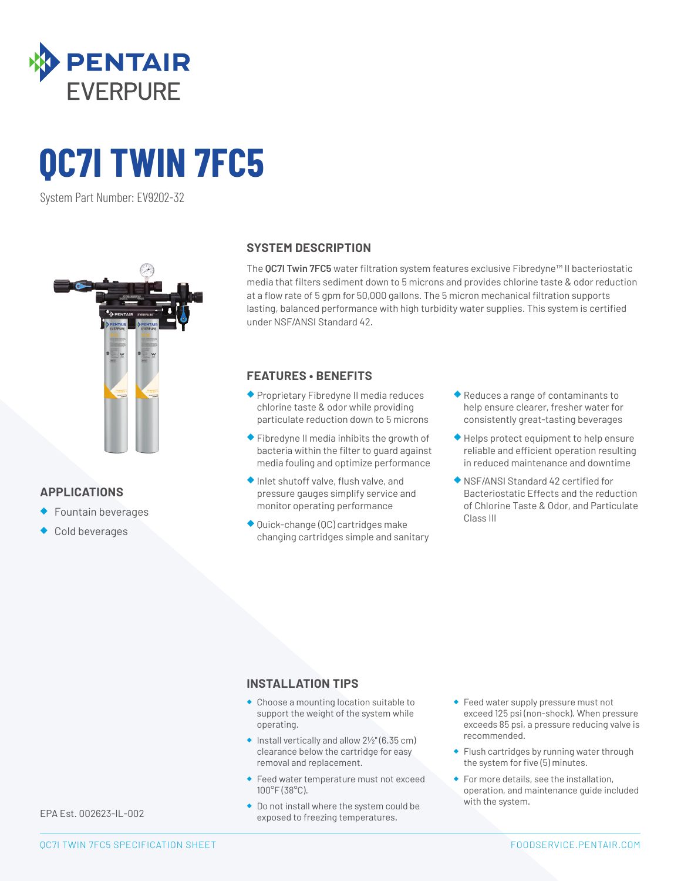PENTAIR EVERPURE

# QC7I TWIN 7FC5

System Part Number: EV9202-32

## SYSTEM DESCRIPTION

The **QC7I Twin 7FC5** water filtration system features exclusive Fibredyne™ II bacteriostatic media that filters sediment down to 5 microns and provides chlorine taste & odor reduction at a flow rate of 5 gpm for 50,000 gallons. The 5 micron mechanical filtration supports lasting, balanced performance with high turbidity water supplies. This system is certified under NSF/ANSI Standard 42.

## FEATURES • BENEFITS

- Proprietary Fibredyne II media reduces chlorine taste & odor while providing particulate reduction down to 5 microns
- Fibredyne II media inhibits the growth of bacteria within the filter to guard against media fouling and optimize performance
- Inlet shutoff valve, flush valve, and pressure gauges simplify service and monitor operating performance
- Quick-change (QC) cartridges make changing cartridges simple and sanitary
- Reduces a range of contaminants to help ensure clearer, fresher water for consistently great-tasting beverages
- Helps protect equipment to help ensure reliable and efficient operation resulting in reduced maintenance and downtime
- NSF/ANSI Standard 42 certified for Bacteriostatic Effects and the reduction of Chlorine Taste & Odor, and Particulate Class III

## APPLICATIONS

- Fountain beverages
- Cold beverages

## INSTALLATION TIPS

- Choose a mounting location suitable to support the weight of the system while operating.
- Install vertically and allow 2½" (6.35 cm) clearance below the cartridge for easy removal and replacement.
- Feed water temperature must not exceed 100°F (38°C).
- Do not install where the system could be exposed to freezing temperatures.
- Feed water supply pressure must not exceed 125 psi (non-shock). When pressure exceeds 85 psi, a pressure reducing valve is recommended.
- Flush cartridges by running water through the system for five (5) minutes.
- For more details, see the installation, operation, and maintenance guide included with the system.

EPA Est. 002623-IL-002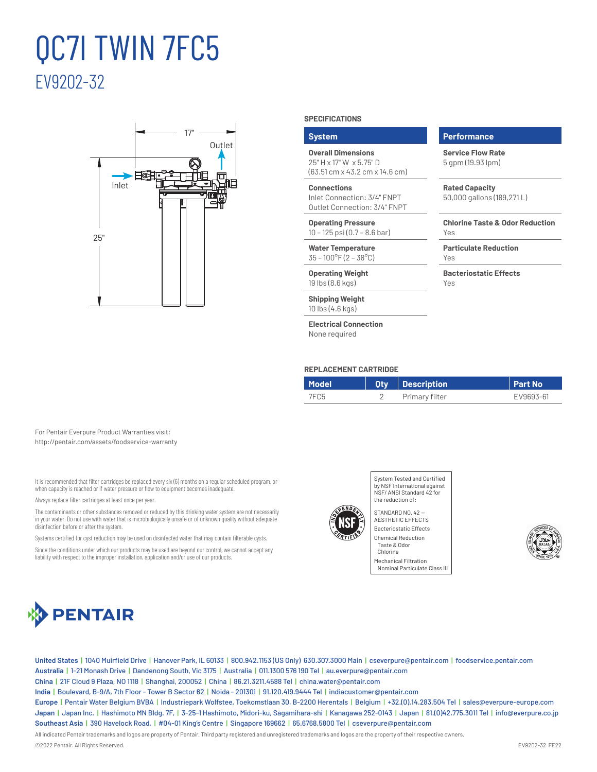# QC7I TWIN 7FC5

## EV9202-32

17"

Outlet

Inlet

25"

**SPECIFICATIONS**

| System | |
|---|---|
| **Overall Dimensions** | 25" H x 17" W x 5.75" D (63.51 cm x 43.2 cm x 14.6 cm) |
| **Connections** | Inlet Connection: 3/4" FNPT<br>Outlet Connection: 3/4" FNPT |
| **Operating Pressure** | 10 – 125 psi (0.7 – 8.6 bar) |
| **Water Temperature** | 35 – 100°F (2 – 38°C) |
| **Operating Weight** | 19 lbs (8.6 kgs) |
| **Shipping Weight** | 10 lbs (4.6 kgs) |
| **Electrical Connection** | None required |

| Performance | |
|---|---|
| **Service Flow Rate** | 5 gpm (19.93 lpm) |
| **Rated Capacity** | 50,000 gallons (189,271 L) |
| **Chlorine Taste & Odor Reduction** | Yes |
| **Particulate Reduction** | Yes |
| **Bacteriostatic Effects** | Yes |

**REPLACEMENT CARTRIDGE**

| Model | Qty | Description | Part No |
|---|---|---|---|
| 7FC5 | 2 | Primary filter | EV9693-61 |

For Pentair Everpure Product Warranties visit:
http://pentair.com/assets/foodservice-warranty

It is recommended that filter cartridges be replaced every six (6) months on a regular scheduled program, or when capacity is reached or if water pressure or flow to equipment becomes inadequate.

Always replace filter cartridges at least once per year.

The contaminants or other substances removed or reduced by this drinking water system are not necessarily in your water. Do not use with water that is microbiologically unsafe or of unknown quality without adequate disinfection before or after the system.

Systems certified for cyst reduction may be used on disinfected water that may contain filterable cysts.

Since the conditions under which our products may be used are beyond our control, we cannot accept any liability with respect to the improper installation, application and/or use of our products.

System Tested and Certified by NSF International against NSF/ ANSI Standard 42 for the reduction of:

STANDARD NO. 42 – AESTHETIC EFFECTS
Bacteriostatic Effects
Chemical Reduction
Taste & Odor
Chlorine
Mechanical Filtration
Nominal Particulate Class III

PENTAIR

**United States** | 1040 Muirfield Drive | Hanover Park, IL 60133 | 800.942.1153 (US Only) 630.307.3000 Main | cseverpure@pentair.com | foodservice.pentair.com
**Australia** | 1-21 Monash Drive | Dandenong South, Vic 3175 | Australia | 011.1300 576 190 Tel | au.everpure@pentair.com
**China** | 21F Cloud 9 Plaza, NO 1118 | Shanghai, 200052 | China | 86.21.3211.4588 Tel | china.water@pentair.com
**India** | Boulevard, B-9/A, 7th Floor - Tower B Sector 62 | Noida - 201301 | 91.120.419.9444 Tel | indiacustomer@pentair.com
**Europe** | Pentair Water Belgium BVBA | Industriepark Wolfstee, Toekomstlaan 30, B-2200 Herentals | Belgium | +32.(0).14.283.504 Tel | sales@everpure-europe.com
**Japan** | Japan Inc. | Hashimoto MN Bldg. 7F, | 3-25-1 Hashimoto, Midori-ku, Sagamihara-shi | Kanagawa 252-0143 | Japan | 81.(0)42.775.3011 Tel | info@everpure.co.jp
**Southeast Asia** | 390 Havelock Road, | #04-01 King's Centre | Singapore 169662 | 65.6768.5800 Tel | cseverpure@pentair.com

All indicated Pentair trademarks and logos are property of Pentair. Third party registered and unregistered trademarks and logos are the property of their respective owners.

©2022 Pentair. All Rights Reserved.

EV9202-32 FE22